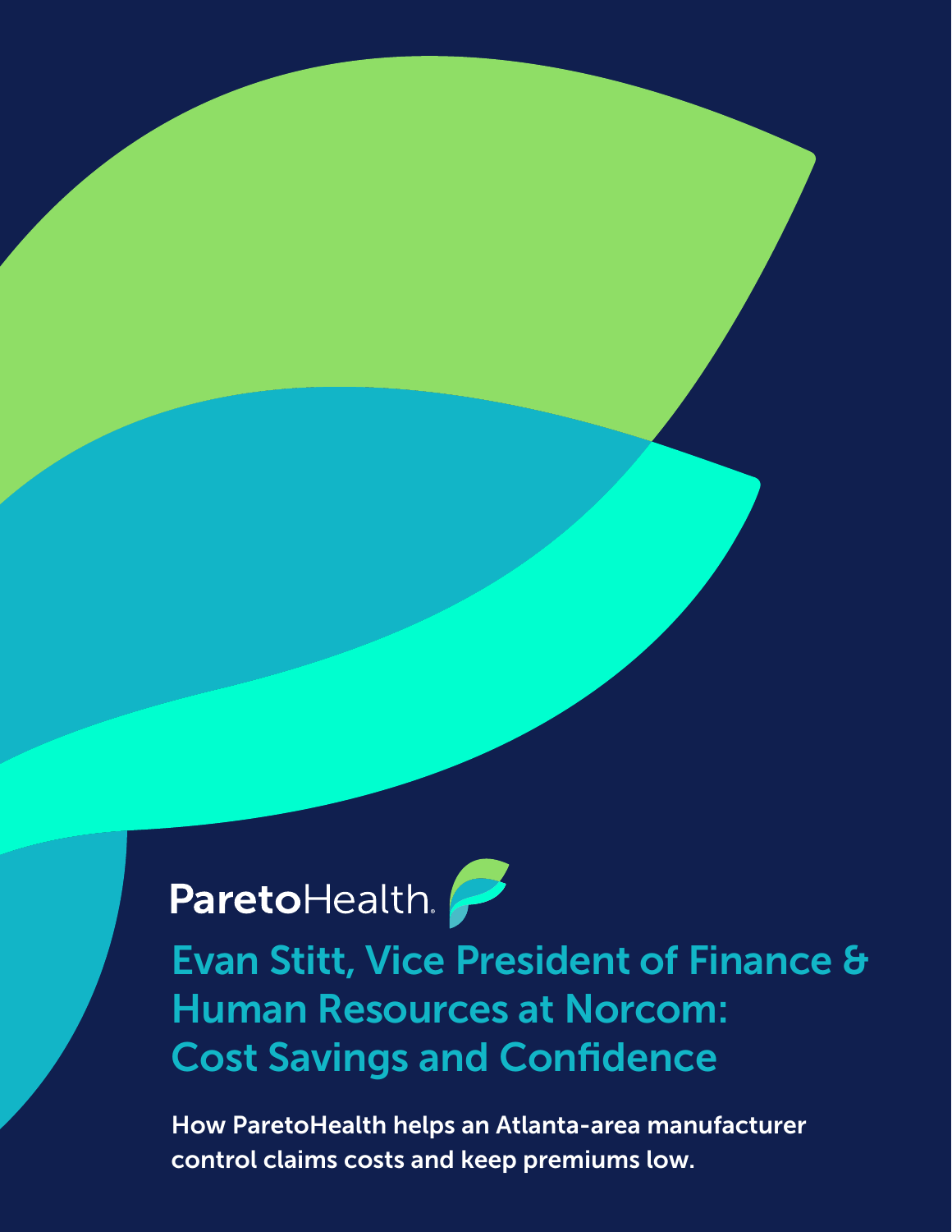ParetoHealth

# Evan Stitt, Vice President of Finance & Human Resources at Norcom: Cost Savings and Confidence

**How ParetoHealth helps an Atlanta-area manufacturer control claims costs and keep premiums low.**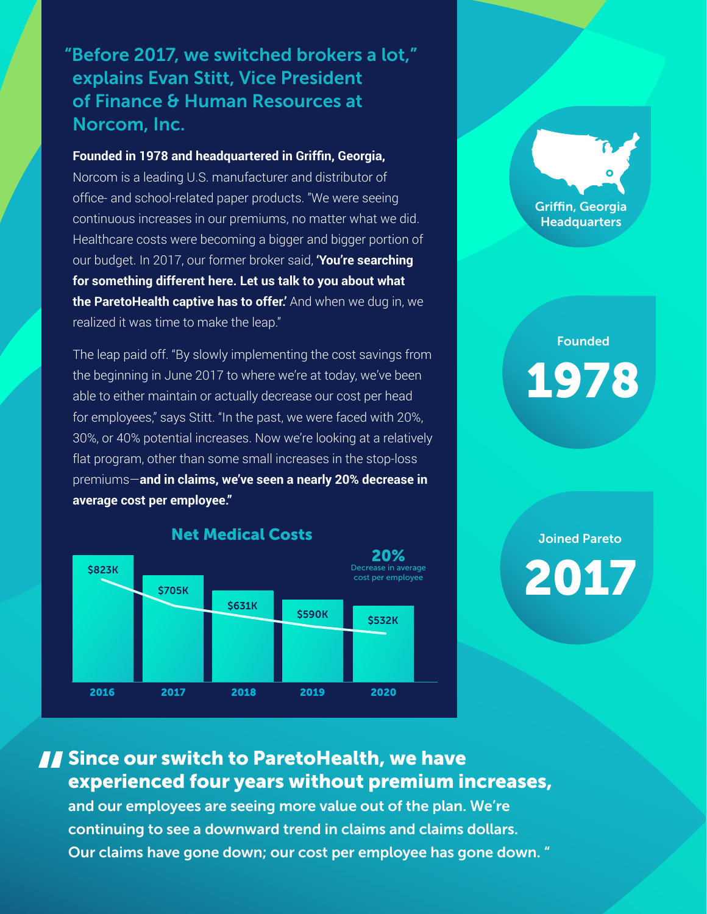## "Before 2017, we switched brokers a lot," explains Evan Stitt, Vice President of Finance & Human Resources at Norcom, Inc.

**Founded in 1978 and headquartered in Griffin, Georgia,** Norcom is a leading U.S. manufacturer and distributor of office- and school-related paper products. "We were seeing continuous increases in our premiums, no matter what we did. Healthcare costs were becoming a bigger and bigger portion of our budget. In 2017, our former broker said, **'You're searching for something different here. Let us talk to you about what the ParetoHealth captive has to offer.'** And when we dug in, we realized it was time to make the leap."

The leap paid off. "By slowly implementing the cost savings from the beginning in June 2017 to where we're at today, we've been able to either maintain or actually decrease our cost per head for employees," says Stitt. "In the past, we were faced with 20%, 30%, or 40% potential increases. Now we're looking at a relatively flat program, other than some small increases in the stop-loss premiums—**and in claims, we've seen a nearly 20% decrease in average cost per employee."**

### Net Medical Costs

| Year | Net Medical Costs |
|---|---|
| 2016 | $823K |
| 2017 | $705K |
| 2018 | $631K |
| 2019 | $590K |
| 2020 | $532K |

**20%** Decrease in average cost per employee

Griffin, Georgia Headquarters

Founded **1978**

Joined Pareto **2017**

> **Since our switch to ParetoHealth, we have experienced four years without premium increases,** and our employees are seeing more value out of the plan. We're continuing to see a downward trend in claims and claims dollars. Our claims have gone down; our cost per employee has gone down. "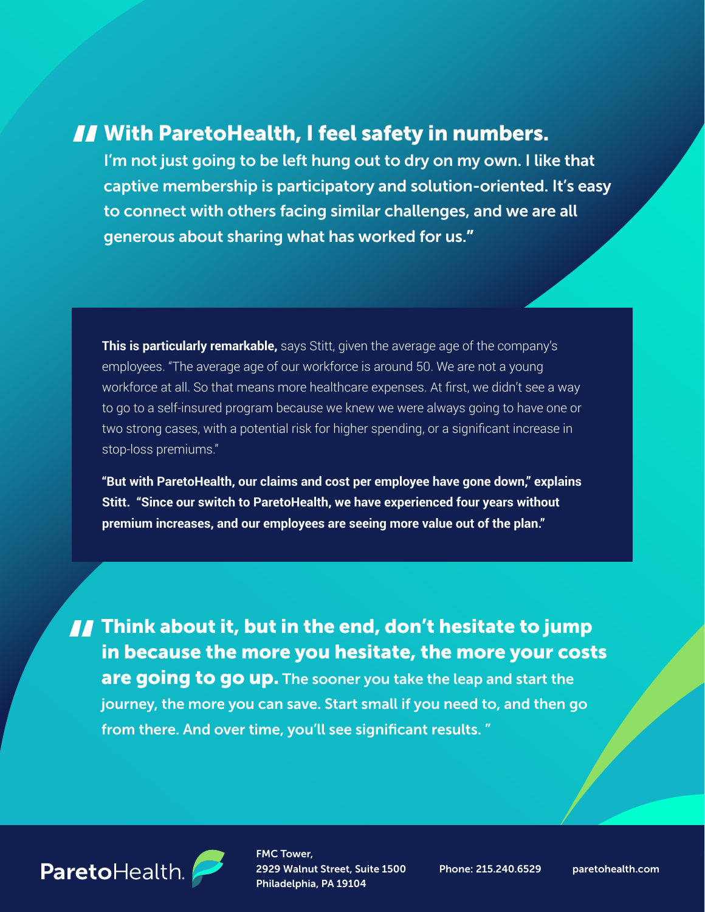**"With ParetoHealth, I feel safety in numbers.** I'm not just going to be left hung out to dry on my own. I like that captive membership is participatory and solution-oriented. It's easy to connect with others facing similar challenges, and we are all generous about sharing what has worked for us."

**This is particularly remarkable,** says Stitt, given the average age of the company's employees. "The average age of our workforce is around 50. We are not a young workforce at all. So that means more healthcare expenses. At first, we didn't see a way to go to a self-insured program because we knew we were always going to have one or two strong cases, with a potential risk for higher spending, or a significant increase in stop-loss premiums."

**"But with ParetoHealth, our claims and cost per employee have gone down," explains Stitt. "Since our switch to ParetoHealth, we have experienced four years without premium increases, and our employees are seeing more value out of the plan."**

**"Think about it, but in the end, don't hesitate to jump in because the more you hesitate, the more your costs are going to go up.** The sooner you take the leap and start the journey, the more you can save. Start small if you need to, and then go from there. And over time, you'll see significant results. "

ParetoHealth

FMC Tower,
2929 Walnut Street, Suite 1500
Philadelphia, PA 19104

Phone: 215.240.6529

paretohealth.com